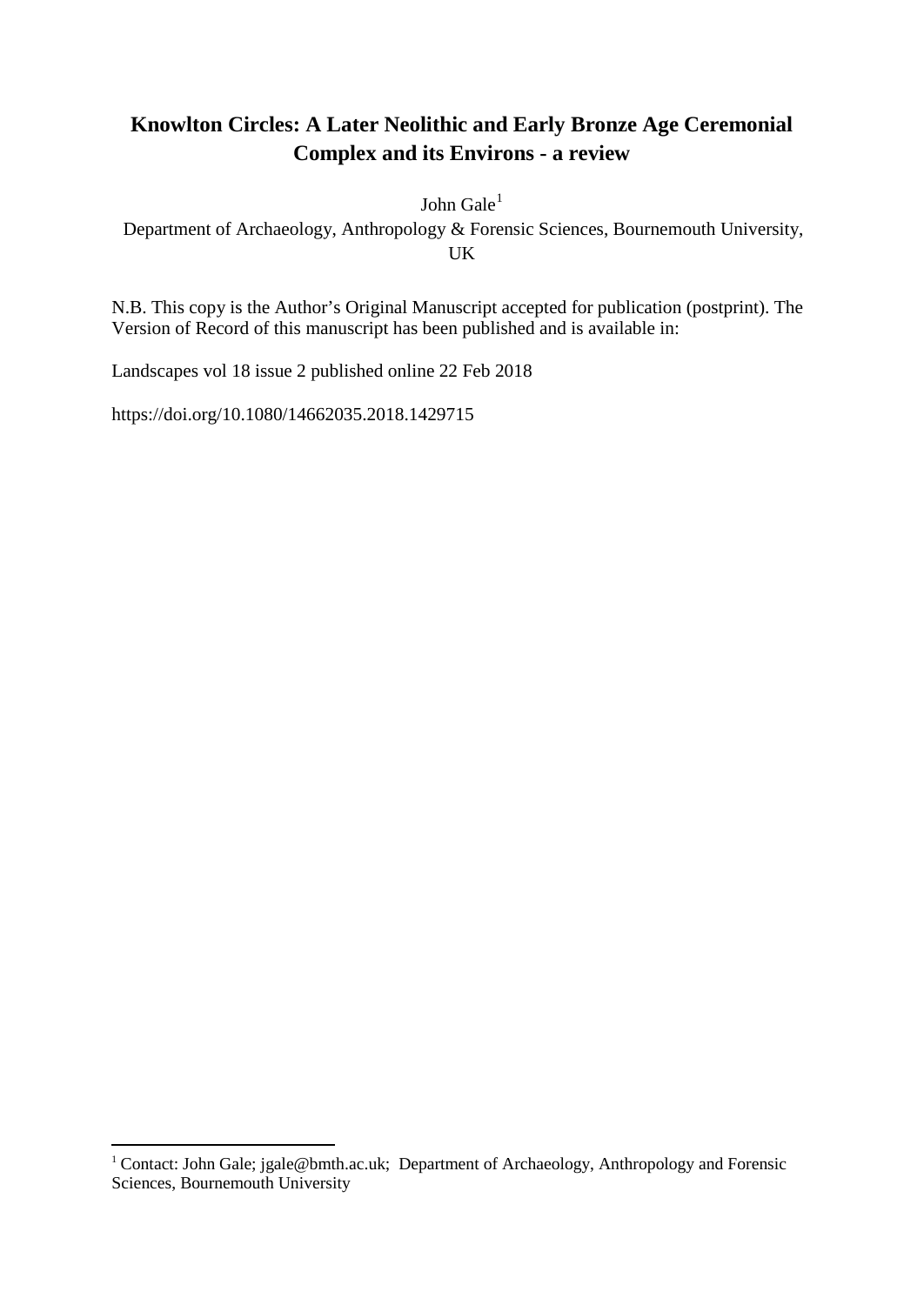# Knowlton Circles: A Later Neolithic and Early Bronze Age Ceremonial Complex and its Environs - a review

John Gale[1]

Department of Archaeology, Anthropology & Forensic Sciences, Bournemouth University, UK

N.B. This copy is the Author's Original Manuscript accepted for publication (postprint). The Version of Record of this manuscript has been published and is available in:

Landscapes vol 18 issue 2 published online 22 Feb 2018

https://doi.org/10.1080/14662035.2018.1429715

[1] Contact: John Gale; jgale@bmth.ac.uk; Department of Archaeology, Anthropology and Forensic Sciences, Bournemouth University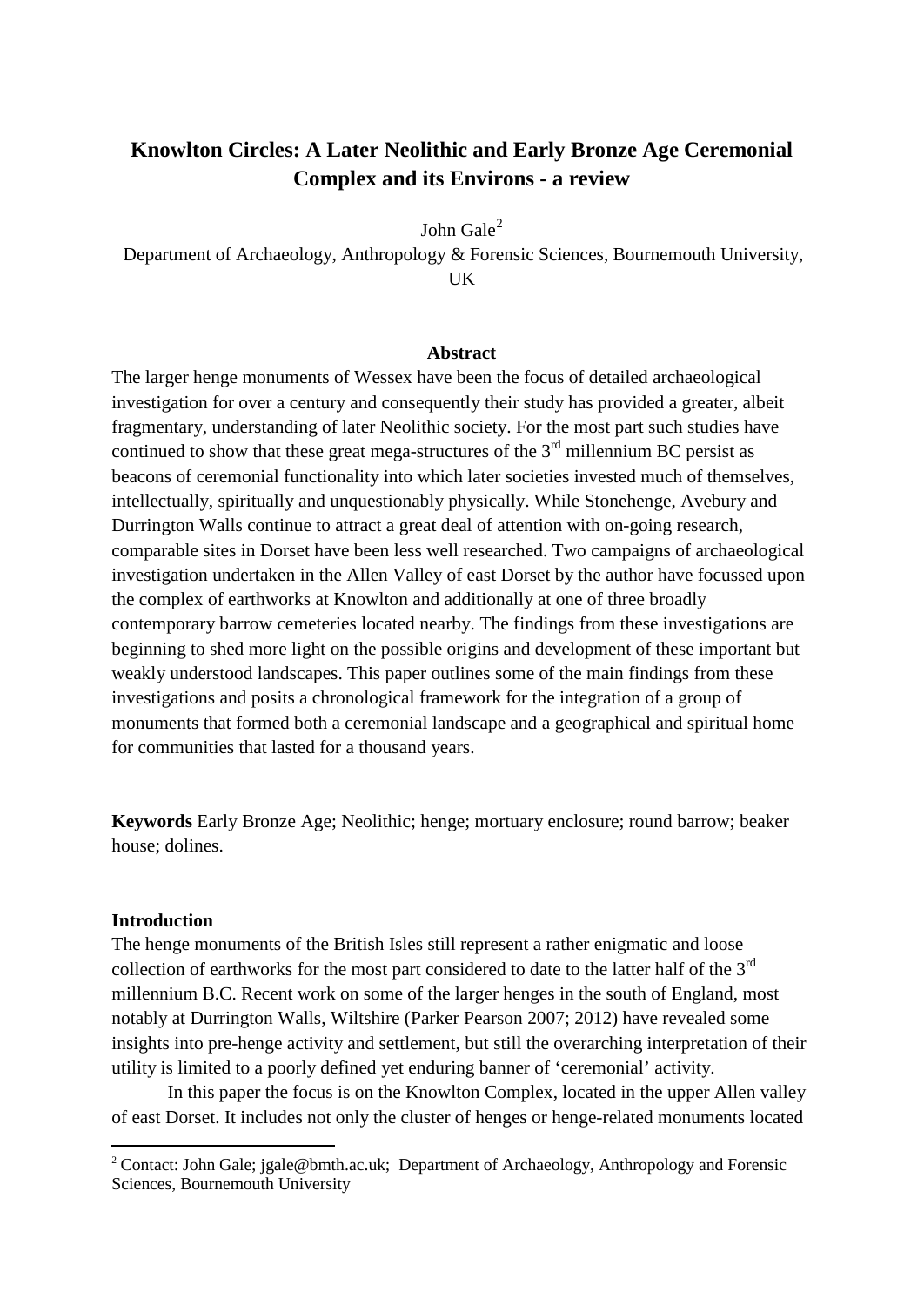# Knowlton Circles: A Later Neolithic and Early Bronze Age Ceremonial Complex and its Environs - a review

John Gale[2]

Department of Archaeology, Anthropology & Forensic Sciences, Bournemouth University, UK

## Abstract

The larger henge monuments of Wessex have been the focus of detailed archaeological investigation for over a century and consequently their study has provided a greater, albeit fragmentary, understanding of later Neolithic society. For the most part such studies have continued to show that these great mega-structures of the 3rd millennium BC persist as beacons of ceremonial functionality into which later societies invested much of themselves, intellectually, spiritually and unquestionably physically. While Stonehenge, Avebury and Durrington Walls continue to attract a great deal of attention with on-going research, comparable sites in Dorset have been less well researched. Two campaigns of archaeological investigation undertaken in the Allen Valley of east Dorset by the author have focussed upon the complex of earthworks at Knowlton and additionally at one of three broadly contemporary barrow cemeteries located nearby. The findings from these investigations are beginning to shed more light on the possible origins and development of these important but weakly understood landscapes. This paper outlines some of the main findings from these investigations and posits a chronological framework for the integration of a group of monuments that formed both a ceremonial landscape and a geographical and spiritual home for communities that lasted for a thousand years.

**Keywords** Early Bronze Age; Neolithic; henge; mortuary enclosure; round barrow; beaker house; dolines.

## Introduction

The henge monuments of the British Isles still represent a rather enigmatic and loose collection of earthworks for the most part considered to date to the latter half of the 3rd millennium B.C. Recent work on some of the larger henges in the south of England, most notably at Durrington Walls, Wiltshire (Parker Pearson 2007; 2012) have revealed some insights into pre-henge activity and settlement, but still the overarching interpretation of their utility is limited to a poorly defined yet enduring banner of 'ceremonial' activity.

In this paper the focus is on the Knowlton Complex, located in the upper Allen valley of east Dorset. It includes not only the cluster of henges or henge-related monuments located

[2] Contact: John Gale; jgale@bmth.ac.uk; Department of Archaeology, Anthropology and Forensic Sciences, Bournemouth University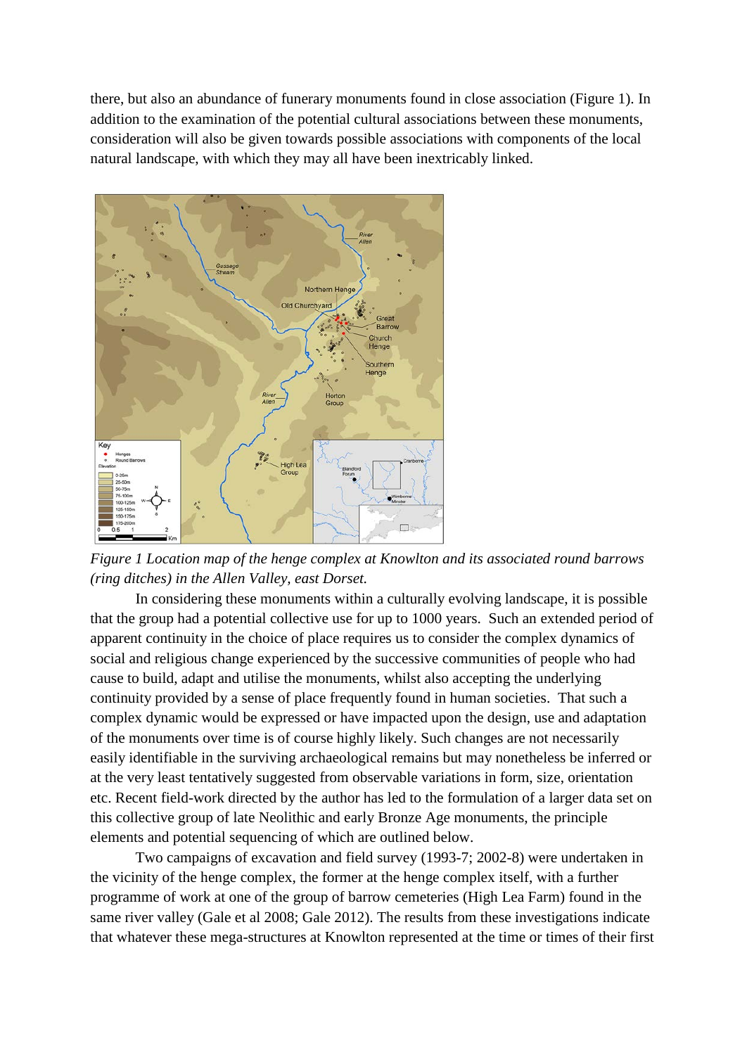there, but also an abundance of funerary monuments found in close association (Figure 1). In addition to the examination of the potential cultural associations between these monuments, consideration will also be given towards possible associations with components of the local natural landscape, with which they may all have been inextricably linked.

*Figure 1 Location map of the henge complex at Knowlton and its associated round barrows (ring ditches) in the Allen Valley, east Dorset.*

In considering these monuments within a culturally evolving landscape, it is possible that the group had a potential collective use for up to 1000 years. Such an extended period of apparent continuity in the choice of place requires us to consider the complex dynamics of social and religious change experienced by the successive communities of people who had cause to build, adapt and utilise the monuments, whilst also accepting the underlying continuity provided by a sense of place frequently found in human societies. That such a complex dynamic would be expressed or have impacted upon the design, use and adaptation of the monuments over time is of course highly likely. Such changes are not necessarily easily identifiable in the surviving archaeological remains but may nonetheless be inferred or at the very least tentatively suggested from observable variations in form, size, orientation etc. Recent field-work directed by the author has led to the formulation of a larger data set on this collective group of late Neolithic and early Bronze Age monuments, the principle elements and potential sequencing of which are outlined below.

Two campaigns of excavation and field survey (1993-7; 2002-8) were undertaken in the vicinity of the henge complex, the former at the henge complex itself, with a further programme of work at one of the group of barrow cemeteries (High Lea Farm) found in the same river valley (Gale et al 2008; Gale 2012). The results from these investigations indicate that whatever these mega-structures at Knowlton represented at the time or times of their first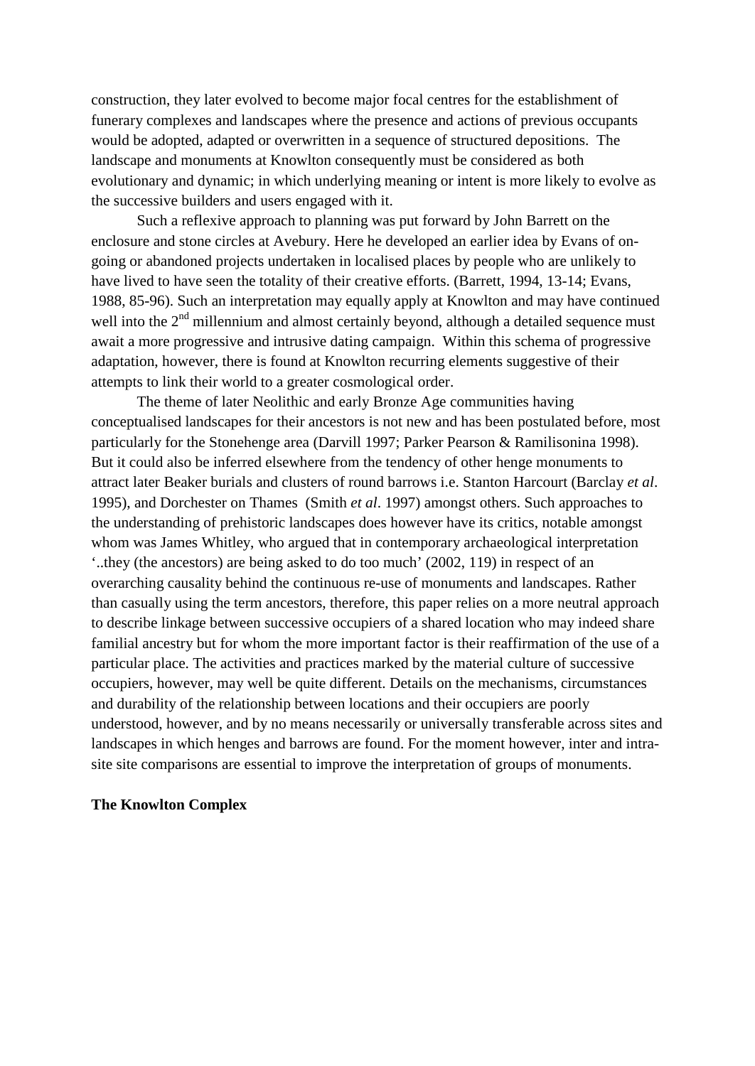construction, they later evolved to become major focal centres for the establishment of funerary complexes and landscapes where the presence and actions of previous occupants would be adopted, adapted or overwritten in a sequence of structured depositions. The landscape and monuments at Knowlton consequently must be considered as both evolutionary and dynamic; in which underlying meaning or intent is more likely to evolve as the successive builders and users engaged with it.

Such a reflexive approach to planning was put forward by John Barrett on the enclosure and stone circles at Avebury. Here he developed an earlier idea by Evans of on-going or abandoned projects undertaken in localised places by people who are unlikely to have lived to have seen the totality of their creative efforts. (Barrett, 1994, 13-14; Evans, 1988, 85-96). Such an interpretation may equally apply at Knowlton and may have continued well into the 2nd millennium and almost certainly beyond, although a detailed sequence must await a more progressive and intrusive dating campaign. Within this schema of progressive adaptation, however, there is found at Knowlton recurring elements suggestive of their attempts to link their world to a greater cosmological order.

The theme of later Neolithic and early Bronze Age communities having conceptualised landscapes for their ancestors is not new and has been postulated before, most particularly for the Stonehenge area (Darvill 1997; Parker Pearson & Ramilisonina 1998). But it could also be inferred elsewhere from the tendency of other henge monuments to attract later Beaker burials and clusters of round barrows i.e. Stanton Harcourt (Barclay *et al*. 1995), and Dorchester on Thames (Smith *et al*. 1997) amongst others. Such approaches to the understanding of prehistoric landscapes does however have its critics, notable amongst whom was James Whitley, who argued that in contemporary archaeological interpretation '..they (the ancestors) are being asked to do too much' (2002, 119) in respect of an overarching causality behind the continuous re-use of monuments and landscapes. Rather than casually using the term ancestors, therefore, this paper relies on a more neutral approach to describe linkage between successive occupiers of a shared location who may indeed share familial ancestry but for whom the more important factor is their reaffirmation of the use of a particular place. The activities and practices marked by the material culture of successive occupiers, however, may well be quite different. Details on the mechanisms, circumstances and durability of the relationship between locations and their occupiers are poorly understood, however, and by no means necessarily or universally transferable across sites and landscapes in which henges and barrows are found. For the moment however, inter and intra-site site comparisons are essential to improve the interpretation of groups of monuments.

**The Knowlton Complex**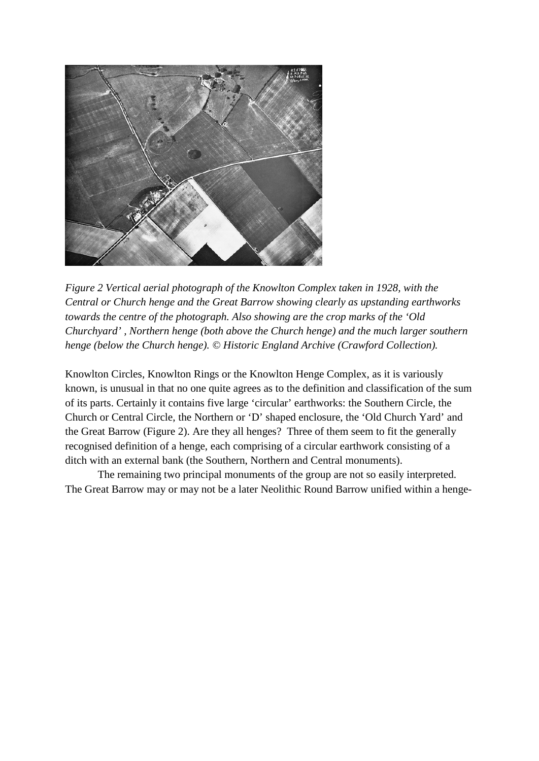*Figure 2 Vertical aerial photograph of the Knowlton Complex taken in 1928, with the Central or Church henge and the Great Barrow showing clearly as upstanding earthworks towards the centre of the photograph. Also showing are the crop marks of the 'Old Churchyard' , Northern henge (both above the Church henge) and the much larger southern henge (below the Church henge). © Historic England Archive (Crawford Collection).*

Knowlton Circles, Knowlton Rings or the Knowlton Henge Complex, as it is variously known, is unusual in that no one quite agrees as to the definition and classification of the sum of its parts. Certainly it contains five large 'circular' earthworks: the Southern Circle, the Church or Central Circle, the Northern or 'D' shaped enclosure, the 'Old Church Yard' and the Great Barrow (Figure 2). Are they all henges? Three of them seem to fit the generally recognised definition of a henge, each comprising of a circular earthwork consisting of a ditch with an external bank (the Southern, Northern and Central monuments).

The remaining two principal monuments of the group are not so easily interpreted. The Great Barrow may or may not be a later Neolithic Round Barrow unified within a henge-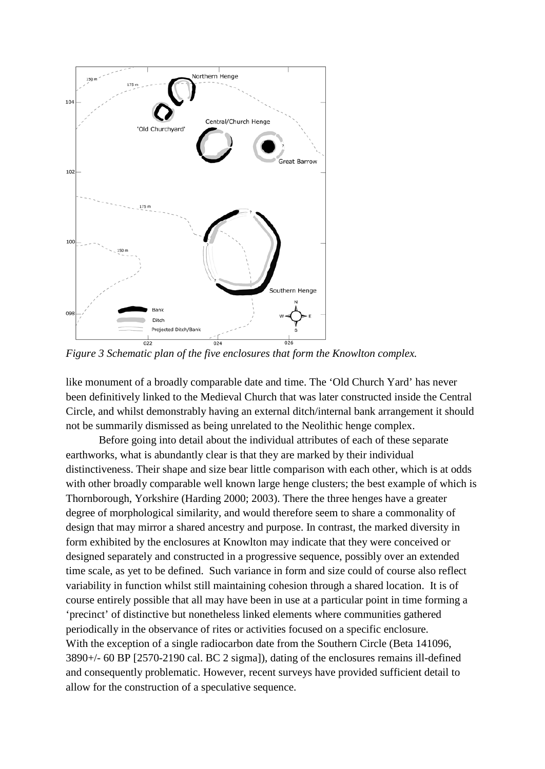*Figure 3 Schematic plan of the five enclosures that form the Knowlton complex.*

like monument of a broadly comparable date and time. The 'Old Church Yard' has never been definitively linked to the Medieval Church that was later constructed inside the Central Circle, and whilst demonstrably having an external ditch/internal bank arrangement it should not be summarily dismissed as being unrelated to the Neolithic henge complex.

Before going into detail about the individual attributes of each of these separate earthworks, what is abundantly clear is that they are marked by their individual distinctiveness. Their shape and size bear little comparison with each other, which is at odds with other broadly comparable well known large henge clusters; the best example of which is Thornborough, Yorkshire (Harding 2000; 2003). There the three henges have a greater degree of morphological similarity, and would therefore seem to share a commonality of design that may mirror a shared ancestry and purpose. In contrast, the marked diversity in form exhibited by the enclosures at Knowlton may indicate that they were conceived or designed separately and constructed in a progressive sequence, possibly over an extended time scale, as yet to be defined. Such variance in form and size could of course also reflect variability in function whilst still maintaining cohesion through a shared location. It is of course entirely possible that all may have been in use at a particular point in time forming a 'precinct' of distinctive but nonetheless linked elements where communities gathered periodically in the observance of rites or activities focused on a specific enclosure.

With the exception of a single radiocarbon date from the Southern Circle (Beta 141096, 3890+/- 60 BP [2570-2190 cal. BC 2 sigma]), dating of the enclosures remains ill-defined and consequently problematic. However, recent surveys have provided sufficient detail to allow for the construction of a speculative sequence.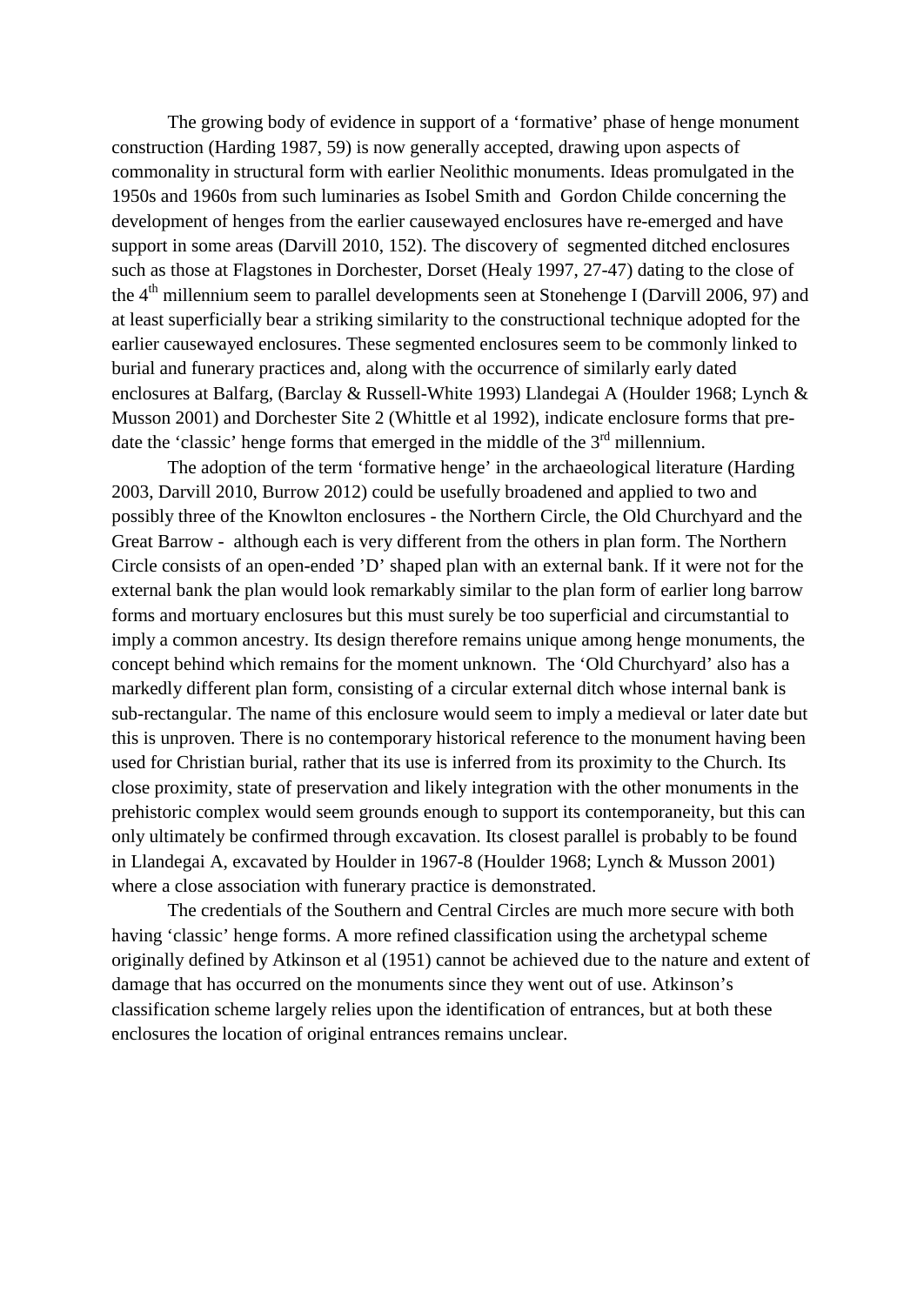The growing body of evidence in support of a 'formative' phase of henge monument construction (Harding 1987, 59) is now generally accepted, drawing upon aspects of commonality in structural form with earlier Neolithic monuments. Ideas promulgated in the 1950s and 1960s from such luminaries as Isobel Smith and Gordon Childe concerning the development of henges from the earlier causewayed enclosures have re-emerged and have support in some areas (Darvill 2010, 152). The discovery of segmented ditched enclosures such as those at Flagstones in Dorchester, Dorset (Healy 1997, 27-47) dating to the close of the 4th millennium seem to parallel developments seen at Stonehenge I (Darvill 2006, 97) and at least superficially bear a striking similarity to the constructional technique adopted for the earlier causewayed enclosures. These segmented enclosures seem to be commonly linked to burial and funerary practices and, along with the occurrence of similarly early dated enclosures at Balfarg, (Barclay & Russell-White 1993) Llandegai A (Houlder 1968; Lynch & Musson 2001) and Dorchester Site 2 (Whittle et al 1992), indicate enclosure forms that pre-date the 'classic' henge forms that emerged in the middle of the 3rd millennium.

The adoption of the term 'formative henge' in the archaeological literature (Harding 2003, Darvill 2010, Burrow 2012) could be usefully broadened and applied to two and possibly three of the Knowlton enclosures - the Northern Circle, the Old Churchyard and the Great Barrow - although each is very different from the others in plan form. The Northern Circle consists of an open-ended 'D' shaped plan with an external bank. If it were not for the external bank the plan would look remarkably similar to the plan form of earlier long barrow forms and mortuary enclosures but this must surely be too superficial and circumstantial to imply a common ancestry. Its design therefore remains unique among henge monuments, the concept behind which remains for the moment unknown. The 'Old Churchyard' also has a markedly different plan form, consisting of a circular external ditch whose internal bank is sub-rectangular. The name of this enclosure would seem to imply a medieval or later date but this is unproven. There is no contemporary historical reference to the monument having been used for Christian burial, rather that its use is inferred from its proximity to the Church. Its close proximity, state of preservation and likely integration with the other monuments in the prehistoric complex would seem grounds enough to support its contemporaneity, but this can only ultimately be confirmed through excavation. Its closest parallel is probably to be found in Llandegai A, excavated by Houlder in 1967-8 (Houlder 1968; Lynch & Musson 2001) where a close association with funerary practice is demonstrated.

The credentials of the Southern and Central Circles are much more secure with both having 'classic' henge forms. A more refined classification using the archetypal scheme originally defined by Atkinson et al (1951) cannot be achieved due to the nature and extent of damage that has occurred on the monuments since they went out of use. Atkinson's classification scheme largely relies upon the identification of entrances, but at both these enclosures the location of original entrances remains unclear.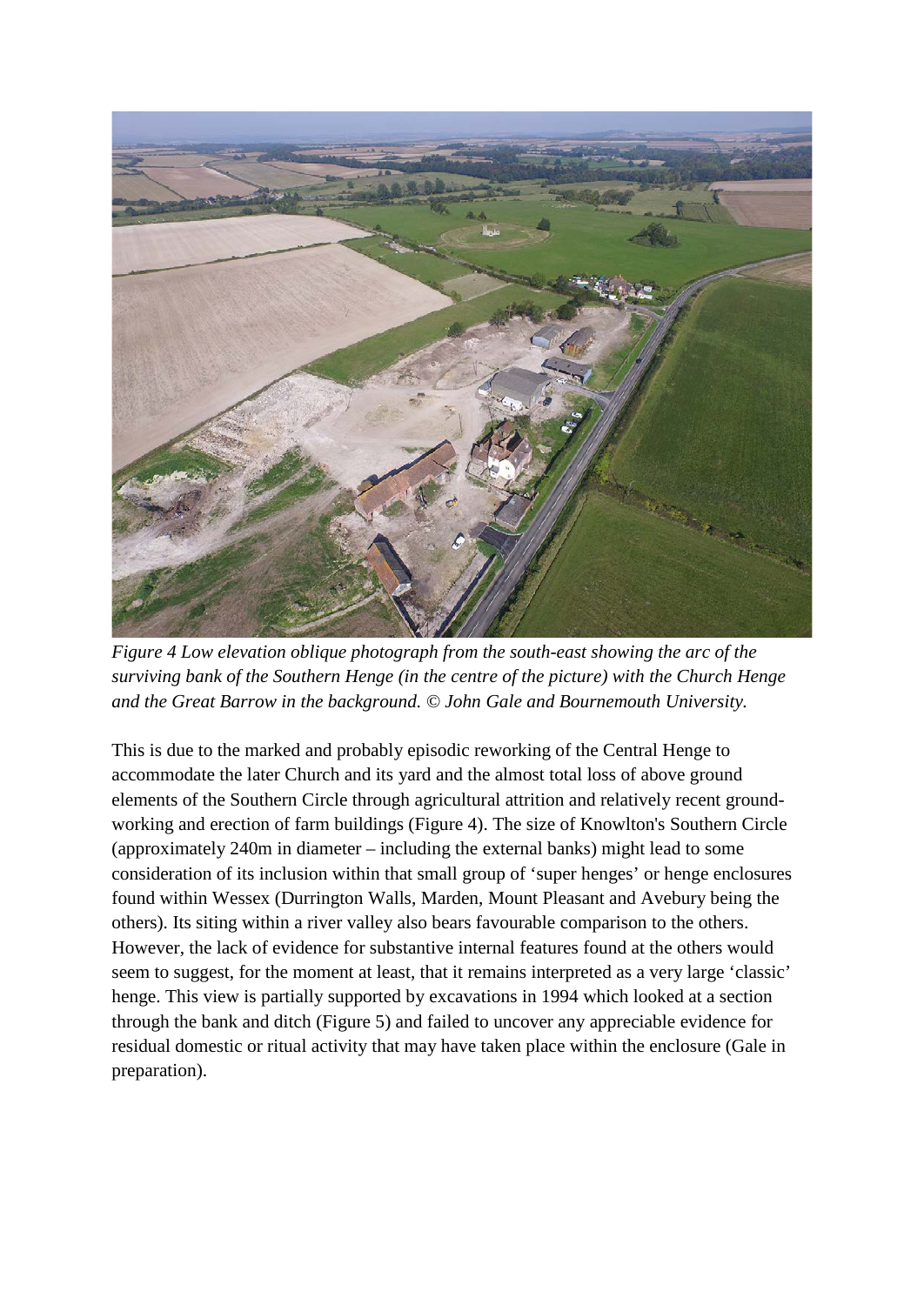*Figure 4 Low elevation oblique photograph from the south-east showing the arc of the surviving bank of the Southern Henge (in the centre of the picture) with the Church Henge and the Great Barrow in the background. © John Gale and Bournemouth University.*

This is due to the marked and probably episodic reworking of the Central Henge to accommodate the later Church and its yard and the almost total loss of above ground elements of the Southern Circle through agricultural attrition and relatively recent ground-working and erection of farm buildings (Figure 4). The size of Knowlton's Southern Circle (approximately 240m in diameter – including the external banks) might lead to some consideration of its inclusion within that small group of 'super henges' or henge enclosures found within Wessex (Durrington Walls, Marden, Mount Pleasant and Avebury being the others). Its siting within a river valley also bears favourable comparison to the others. However, the lack of evidence for substantive internal features found at the others would seem to suggest, for the moment at least, that it remains interpreted as a very large 'classic' henge. This view is partially supported by excavations in 1994 which looked at a section through the bank and ditch (Figure 5) and failed to uncover any appreciable evidence for residual domestic or ritual activity that may have taken place within the enclosure (Gale in preparation).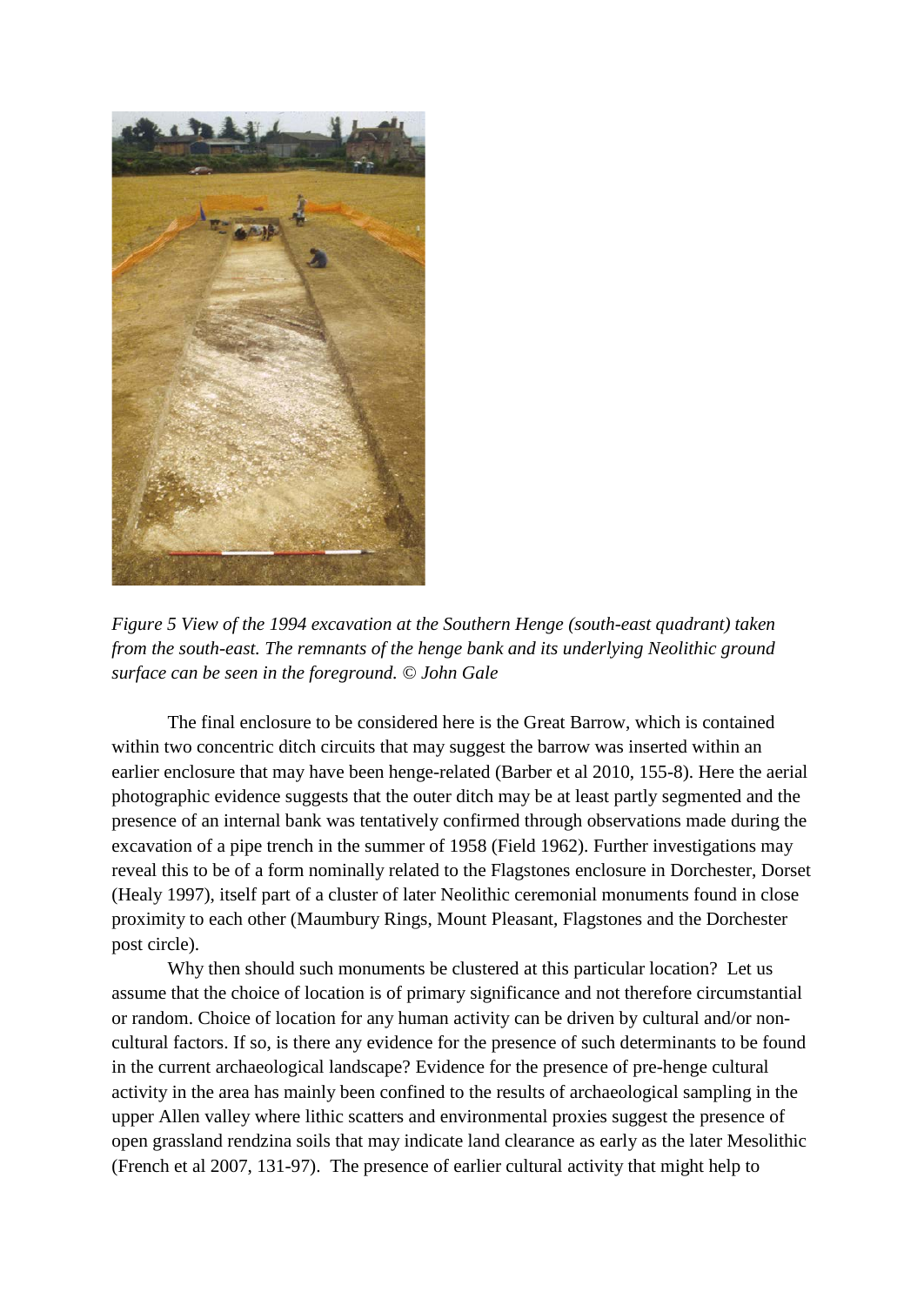*Figure 5 View of the 1994 excavation at the Southern Henge (south-east quadrant) taken from the south-east. The remnants of the henge bank and its underlying Neolithic ground surface can be seen in the foreground. © John Gale*

The final enclosure to be considered here is the Great Barrow, which is contained within two concentric ditch circuits that may suggest the barrow was inserted within an earlier enclosure that may have been henge-related (Barber et al 2010, 155-8). Here the aerial photographic evidence suggests that the outer ditch may be at least partly segmented and the presence of an internal bank was tentatively confirmed through observations made during the excavation of a pipe trench in the summer of 1958 (Field 1962). Further investigations may reveal this to be of a form nominally related to the Flagstones enclosure in Dorchester, Dorset (Healy 1997), itself part of a cluster of later Neolithic ceremonial monuments found in close proximity to each other (Maumbury Rings, Mount Pleasant, Flagstones and the Dorchester post circle).

Why then should such monuments be clustered at this particular location? Let us assume that the choice of location is of primary significance and not therefore circumstantial or random. Choice of location for any human activity can be driven by cultural and/or non-cultural factors. If so, is there any evidence for the presence of such determinants to be found in the current archaeological landscape? Evidence for the presence of pre-henge cultural activity in the area has mainly been confined to the results of archaeological sampling in the upper Allen valley where lithic scatters and environmental proxies suggest the presence of open grassland rendzina soils that may indicate land clearance as early as the later Mesolithic (French et al 2007, 131-97). The presence of earlier cultural activity that might help to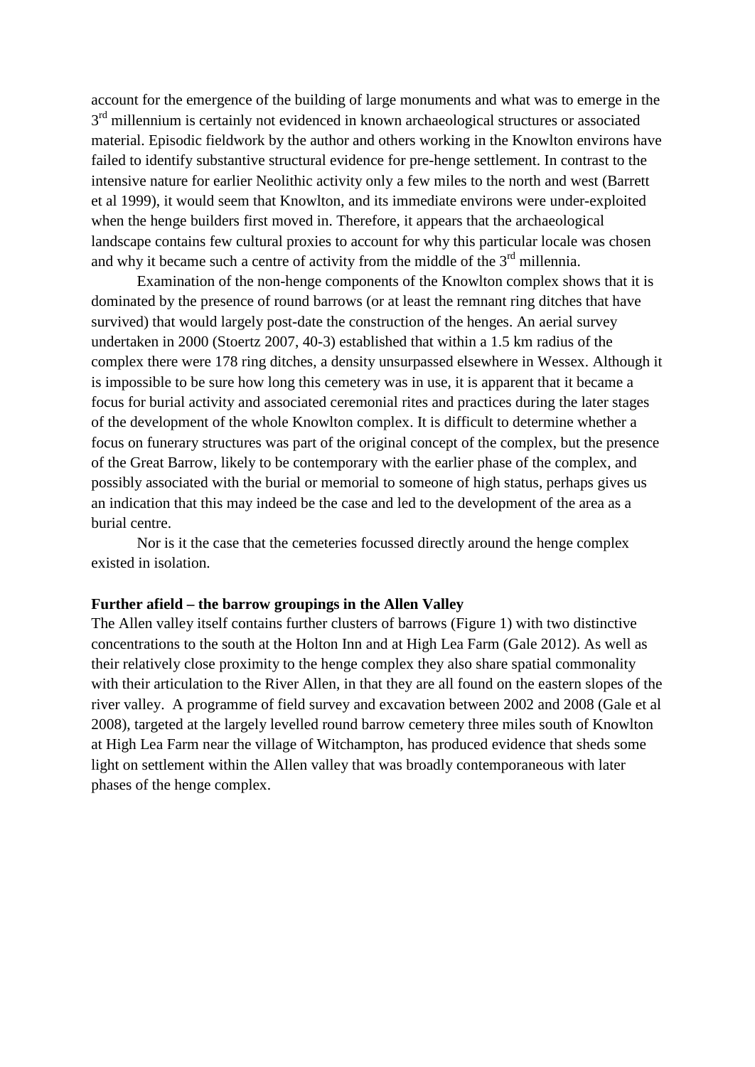account for the emergence of the building of large monuments and what was to emerge in the 3rd millennium is certainly not evidenced in known archaeological structures or associated material. Episodic fieldwork by the author and others working in the Knowlton environs have failed to identify substantive structural evidence for pre-henge settlement. In contrast to the intensive nature for earlier Neolithic activity only a few miles to the north and west (Barrett et al 1999), it would seem that Knowlton, and its immediate environs were under-exploited when the henge builders first moved in. Therefore, it appears that the archaeological landscape contains few cultural proxies to account for why this particular locale was chosen and why it became such a centre of activity from the middle of the 3rd millennia.

Examination of the non-henge components of the Knowlton complex shows that it is dominated by the presence of round barrows (or at least the remnant ring ditches that have survived) that would largely post-date the construction of the henges. An aerial survey undertaken in 2000 (Stoertz 2007, 40-3) established that within a 1.5 km radius of the complex there were 178 ring ditches, a density unsurpassed elsewhere in Wessex. Although it is impossible to be sure how long this cemetery was in use, it is apparent that it became a focus for burial activity and associated ceremonial rites and practices during the later stages of the development of the whole Knowlton complex. It is difficult to determine whether a focus on funerary structures was part of the original concept of the complex, but the presence of the Great Barrow, likely to be contemporary with the earlier phase of the complex, and possibly associated with the burial or memorial to someone of high status, perhaps gives us an indication that this may indeed be the case and led to the development of the area as a burial centre.

Nor is it the case that the cemeteries focussed directly around the henge complex existed in isolation.

**Further afield – the barrow groupings in the Allen Valley**

The Allen valley itself contains further clusters of barrows (Figure 1) with two distinctive concentrations to the south at the Holton Inn and at High Lea Farm (Gale 2012). As well as their relatively close proximity to the henge complex they also share spatial commonality with their articulation to the River Allen, in that they are all found on the eastern slopes of the river valley. A programme of field survey and excavation between 2002 and 2008 (Gale et al 2008), targeted at the largely levelled round barrow cemetery three miles south of Knowlton at High Lea Farm near the village of Witchampton, has produced evidence that sheds some light on settlement within the Allen valley that was broadly contemporaneous with later phases of the henge complex.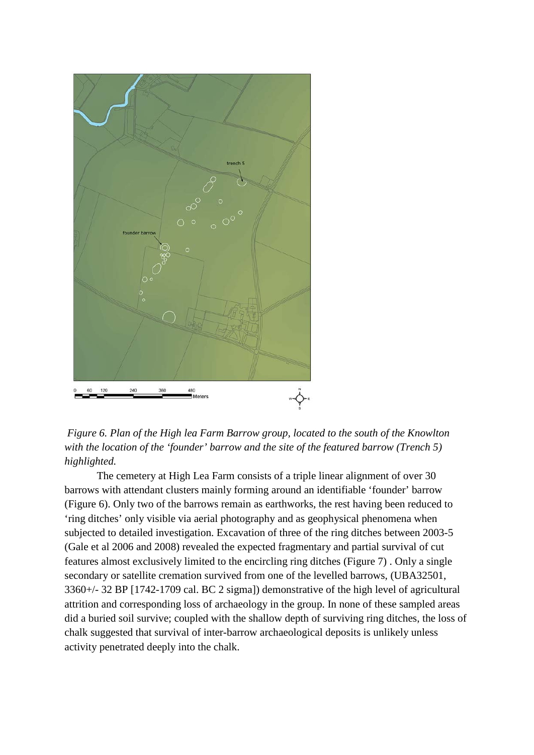*Figure 6. Plan of the High lea Farm Barrow group, located to the south of the Knowlton with the location of the 'founder' barrow and the site of the featured barrow (Trench 5) highlighted.*

The cemetery at High Lea Farm consists of a triple linear alignment of over 30 barrows with attendant clusters mainly forming around an identifiable 'founder' barrow (Figure 6). Only two of the barrows remain as earthworks, the rest having been reduced to 'ring ditches' only visible via aerial photography and as geophysical phenomena when subjected to detailed investigation. Excavation of three of the ring ditches between 2003-5 (Gale et al 2006 and 2008) revealed the expected fragmentary and partial survival of cut features almost exclusively limited to the encircling ring ditches (Figure 7) . Only a single secondary or satellite cremation survived from one of the levelled barrows, (UBA32501, 3360+/- 32 BP [1742-1709 cal. BC 2 sigma]) demonstrative of the high level of agricultural attrition and corresponding loss of archaeology in the group. In none of these sampled areas did a buried soil survive; coupled with the shallow depth of surviving ring ditches, the loss of chalk suggested that survival of inter-barrow archaeological deposits is unlikely unless activity penetrated deeply into the chalk.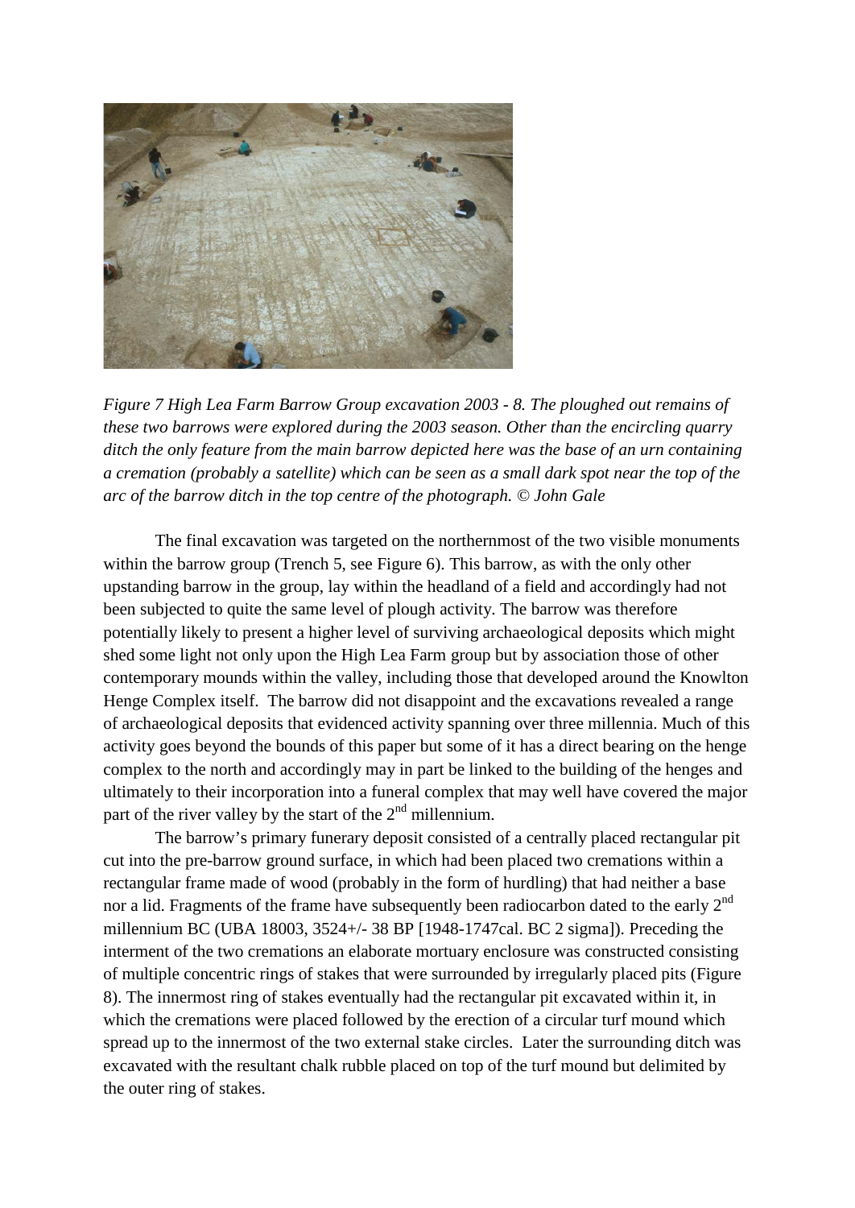*Figure 7 High Lea Farm Barrow Group excavation 2003 - 8. The ploughed out remains of these two barrows were explored during the 2003 season. Other than the encircling quarry ditch the only feature from the main barrow depicted here was the base of an urn containing a cremation (probably a satellite) which can be seen as a small dark spot near the top of the arc of the barrow ditch in the top centre of the photograph. © John Gale*

The final excavation was targeted on the northernmost of the two visible monuments within the barrow group (Trench 5, see Figure 6). This barrow, as with the only other upstanding barrow in the group, lay within the headland of a field and accordingly had not been subjected to quite the same level of plough activity. The barrow was therefore potentially likely to present a higher level of surviving archaeological deposits which might shed some light not only upon the High Lea Farm group but by association those of other contemporary mounds within the valley, including those that developed around the Knowlton Henge Complex itself. The barrow did not disappoint and the excavations revealed a range of archaeological deposits that evidenced activity spanning over three millennia. Much of this activity goes beyond the bounds of this paper but some of it has a direct bearing on the henge complex to the north and accordingly may in part be linked to the building of the henges and ultimately to their incorporation into a funeral complex that may well have covered the major part of the river valley by the start of the 2nd millennium.

The barrow's primary funerary deposit consisted of a centrally placed rectangular pit cut into the pre-barrow ground surface, in which had been placed two cremations within a rectangular frame made of wood (probably in the form of hurdling) that had neither a base nor a lid. Fragments of the frame have subsequently been radiocarbon dated to the early 2nd millennium BC (UBA 18003, 3524+/- 38 BP [1948-1747cal. BC 2 sigma]). Preceding the interment of the two cremations an elaborate mortuary enclosure was constructed consisting of multiple concentric rings of stakes that were surrounded by irregularly placed pits (Figure 8). The innermost ring of stakes eventually had the rectangular pit excavated within it, in which the cremations were placed followed by the erection of a circular turf mound which spread up to the innermost of the two external stake circles. Later the surrounding ditch was excavated with the resultant chalk rubble placed on top of the turf mound but delimited by the outer ring of stakes.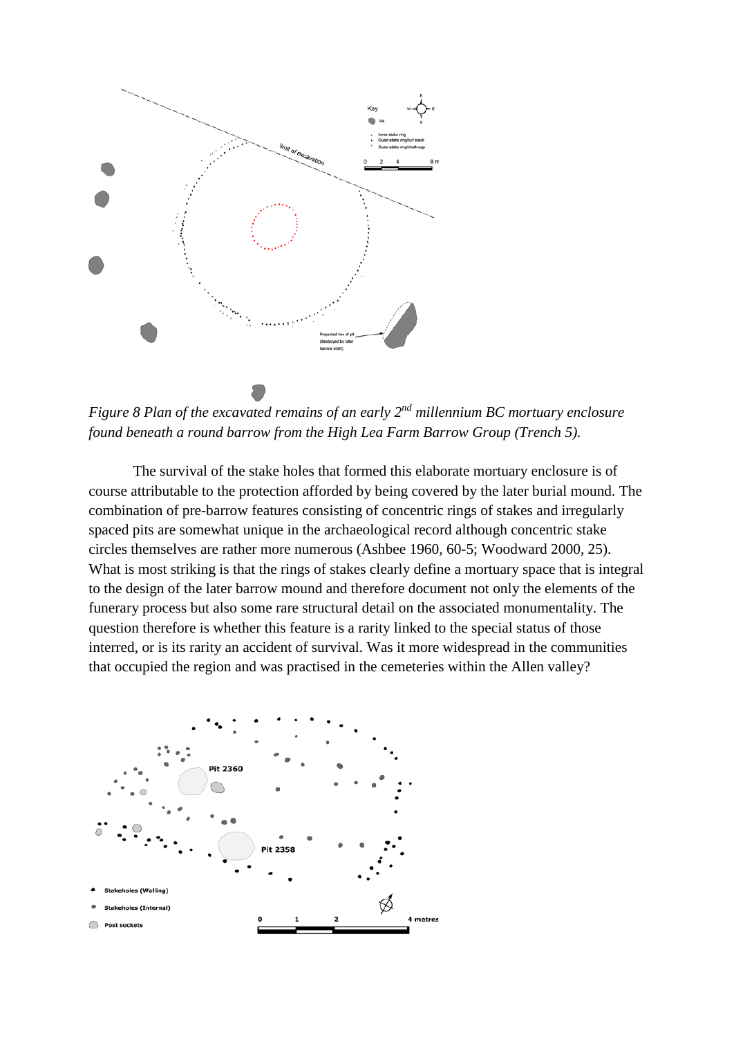*Figure 8 Plan of the excavated remains of an early 2nd millennium BC mortuary enclosure found beneath a round barrow from the High Lea Farm Barrow Group (Trench 5).*

The survival of the stake holes that formed this elaborate mortuary enclosure is of course attributable to the protection afforded by being covered by the later burial mound. The combination of pre-barrow features consisting of concentric rings of stakes and irregularly spaced pits are somewhat unique in the archaeological record although concentric stake circles themselves are rather more numerous (Ashbee 1960, 60-5; Woodward 2000, 25). What is most striking is that the rings of stakes clearly define a mortuary space that is integral to the design of the later barrow mound and therefore document not only the elements of the funerary process but also some rare structural detail on the associated monumentality. The question therefore is whether this feature is a rarity linked to the special status of those interred, or is its rarity an accident of survival. Was it more widespread in the communities that occupied the region and was practised in the cemeteries within the Allen valley?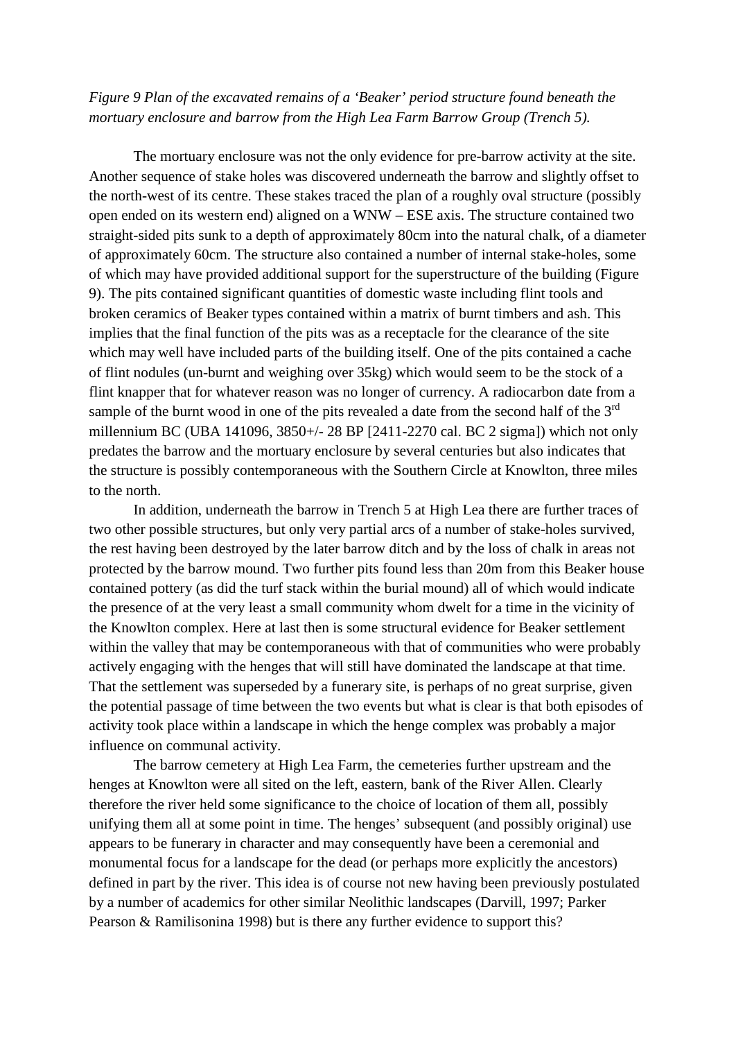*Figure 9 Plan of the excavated remains of a 'Beaker' period structure found beneath the mortuary enclosure and barrow from the High Lea Farm Barrow Group (Trench 5).*

The mortuary enclosure was not the only evidence for pre-barrow activity at the site. Another sequence of stake holes was discovered underneath the barrow and slightly offset to the north-west of its centre. These stakes traced the plan of a roughly oval structure (possibly open ended on its western end) aligned on a WNW – ESE axis. The structure contained two straight-sided pits sunk to a depth of approximately 80cm into the natural chalk, of a diameter of approximately 60cm. The structure also contained a number of internal stake-holes, some of which may have provided additional support for the superstructure of the building (Figure 9). The pits contained significant quantities of domestic waste including flint tools and broken ceramics of Beaker types contained within a matrix of burnt timbers and ash. This implies that the final function of the pits was as a receptacle for the clearance of the site which may well have included parts of the building itself. One of the pits contained a cache of flint nodules (un-burnt and weighing over 35kg) which would seem to be the stock of a flint knapper that for whatever reason was no longer of currency. A radiocarbon date from a sample of the burnt wood in one of the pits revealed a date from the second half of the 3rd millennium BC (UBA 141096, 3850+/- 28 BP [2411-2270 cal. BC 2 sigma]) which not only predates the barrow and the mortuary enclosure by several centuries but also indicates that the structure is possibly contemporaneous with the Southern Circle at Knowlton, three miles to the north.

In addition, underneath the barrow in Trench 5 at High Lea there are further traces of two other possible structures, but only very partial arcs of a number of stake-holes survived, the rest having been destroyed by the later barrow ditch and by the loss of chalk in areas not protected by the barrow mound. Two further pits found less than 20m from this Beaker house contained pottery (as did the turf stack within the burial mound) all of which would indicate the presence of at the very least a small community whom dwelt for a time in the vicinity of the Knowlton complex. Here at last then is some structural evidence for Beaker settlement within the valley that may be contemporaneous with that of communities who were probably actively engaging with the henges that will still have dominated the landscape at that time. That the settlement was superseded by a funerary site, is perhaps of no great surprise, given the potential passage of time between the two events but what is clear is that both episodes of activity took place within a landscape in which the henge complex was probably a major influence on communal activity.

The barrow cemetery at High Lea Farm, the cemeteries further upstream and the henges at Knowlton were all sited on the left, eastern, bank of the River Allen. Clearly therefore the river held some significance to the choice of location of them all, possibly unifying them all at some point in time. The henges' subsequent (and possibly original) use appears to be funerary in character and may consequently have been a ceremonial and monumental focus for a landscape for the dead (or perhaps more explicitly the ancestors) defined in part by the river. This idea is of course not new having been previously postulated by a number of academics for other similar Neolithic landscapes (Darvill, 1997; Parker Pearson & Ramilisonina 1998) but is there any further evidence to support this?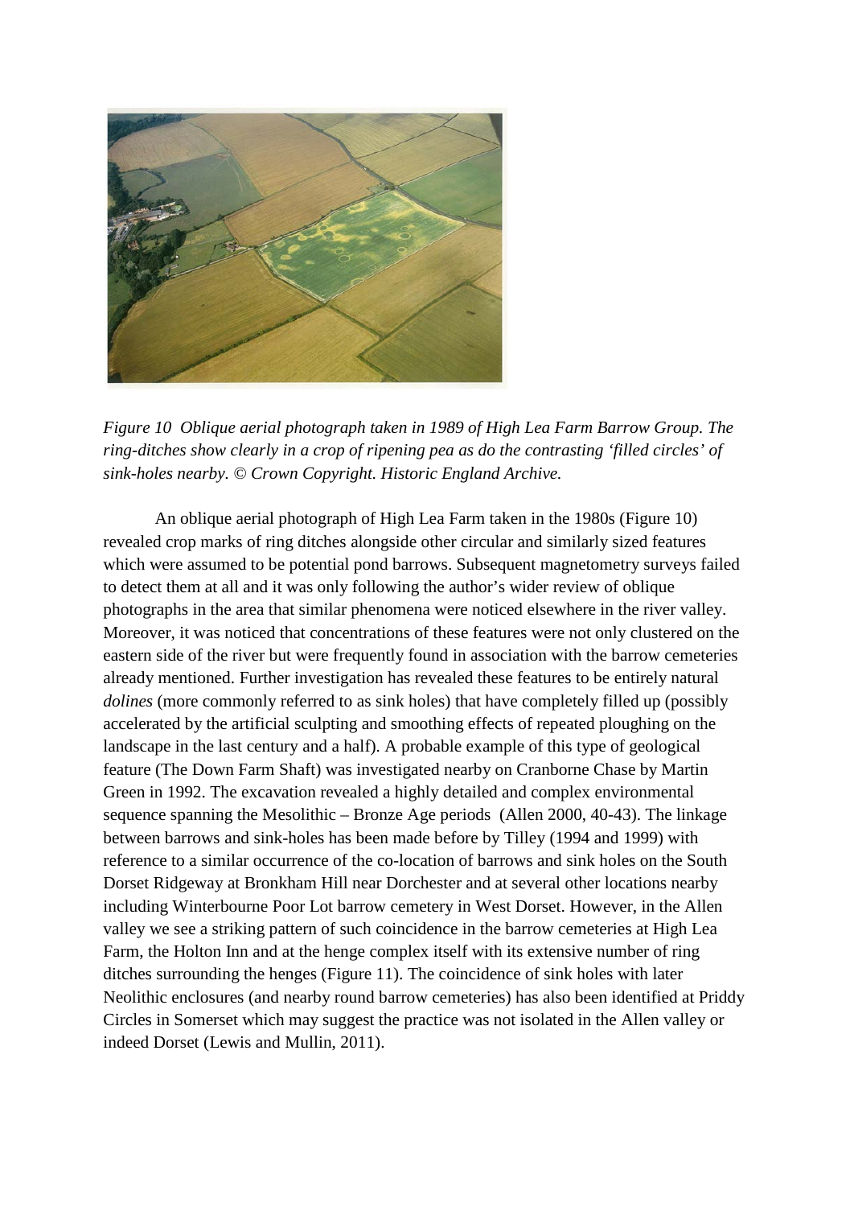*Figure 10 Oblique aerial photograph taken in 1989 of High Lea Farm Barrow Group. The ring-ditches show clearly in a crop of ripening pea as do the contrasting 'filled circles' of sink-holes nearby. © Crown Copyright. Historic England Archive.*

An oblique aerial photograph of High Lea Farm taken in the 1980s (Figure 10) revealed crop marks of ring ditches alongside other circular and similarly sized features which were assumed to be potential pond barrows. Subsequent magnetometry surveys failed to detect them at all and it was only following the author's wider review of oblique photographs in the area that similar phenomena were noticed elsewhere in the river valley. Moreover, it was noticed that concentrations of these features were not only clustered on the eastern side of the river but were frequently found in association with the barrow cemeteries already mentioned. Further investigation has revealed these features to be entirely natural *dolines* (more commonly referred to as sink holes) that have completely filled up (possibly accelerated by the artificial sculpting and smoothing effects of repeated ploughing on the landscape in the last century and a half). A probable example of this type of geological feature (The Down Farm Shaft) was investigated nearby on Cranborne Chase by Martin Green in 1992. The excavation revealed a highly detailed and complex environmental sequence spanning the Mesolithic – Bronze Age periods (Allen 2000, 40-43). The linkage between barrows and sink-holes has been made before by Tilley (1994 and 1999) with reference to a similar occurrence of the co-location of barrows and sink holes on the South Dorset Ridgeway at Bronkham Hill near Dorchester and at several other locations nearby including Winterbourne Poor Lot barrow cemetery in West Dorset. However, in the Allen valley we see a striking pattern of such coincidence in the barrow cemeteries at High Lea Farm, the Holton Inn and at the henge complex itself with its extensive number of ring ditches surrounding the henges (Figure 11). The coincidence of sink holes with later Neolithic enclosures (and nearby round barrow cemeteries) has also been identified at Priddy Circles in Somerset which may suggest the practice was not isolated in the Allen valley or indeed Dorset (Lewis and Mullin, 2011).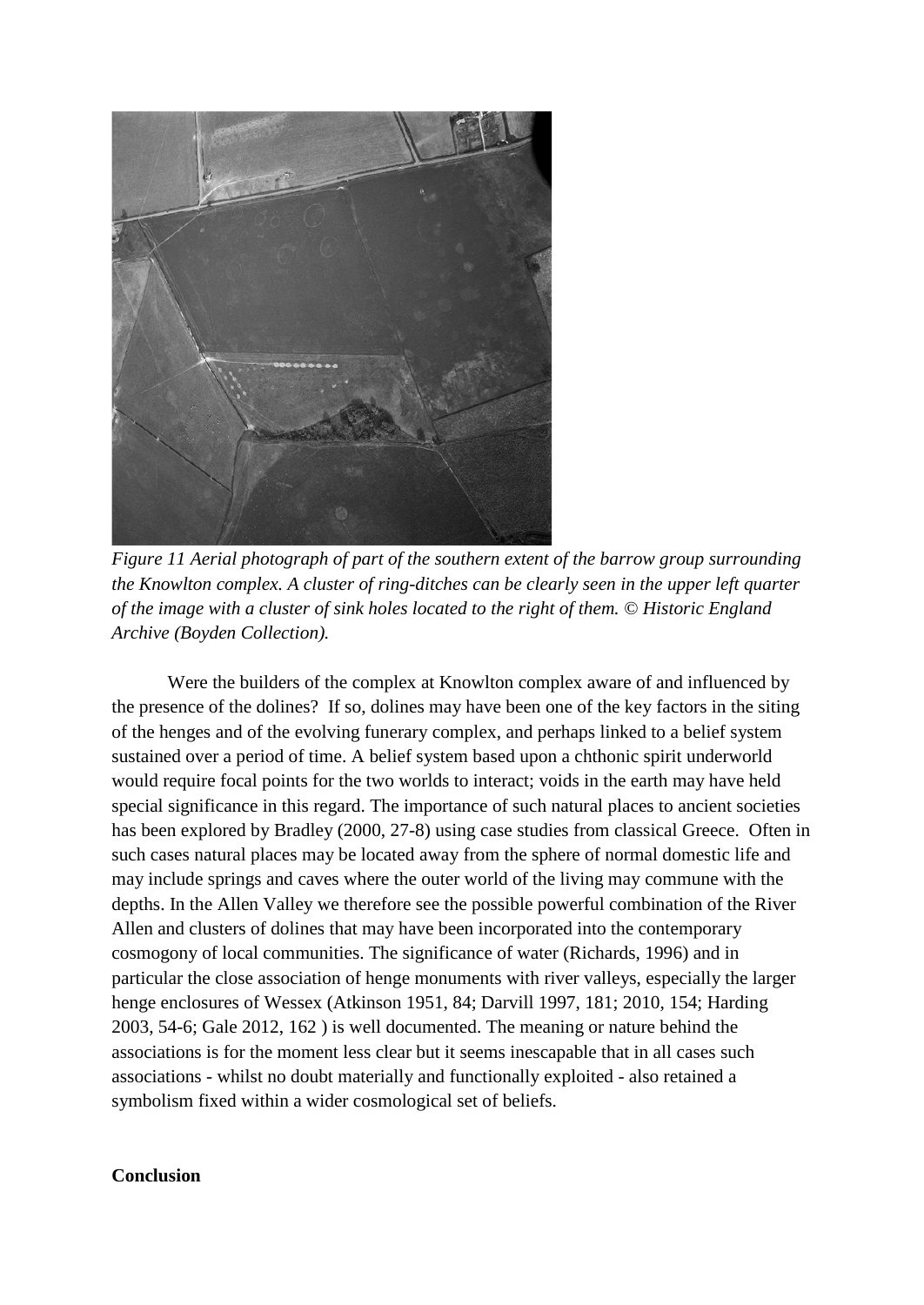*Figure 11 Aerial photograph of part of the southern extent of the barrow group surrounding the Knowlton complex. A cluster of ring-ditches can be clearly seen in the upper left quarter of the image with a cluster of sink holes located to the right of them. © Historic England Archive (Boyden Collection).*

Were the builders of the complex at Knowlton complex aware of and influenced by the presence of the dolines? If so, dolines may have been one of the key factors in the siting of the henges and of the evolving funerary complex, and perhaps linked to a belief system sustained over a period of time. A belief system based upon a chthonic spirit underworld would require focal points for the two worlds to interact; voids in the earth may have held special significance in this regard. The importance of such natural places to ancient societies has been explored by Bradley (2000, 27-8) using case studies from classical Greece. Often in such cases natural places may be located away from the sphere of normal domestic life and may include springs and caves where the outer world of the living may commune with the depths. In the Allen Valley we therefore see the possible powerful combination of the River Allen and clusters of dolines that may have been incorporated into the contemporary cosmogony of local communities. The significance of water (Richards, 1996) and in particular the close association of henge monuments with river valleys, especially the larger henge enclosures of Wessex (Atkinson 1951, 84; Darvill 1997, 181; 2010, 154; Harding 2003, 54-6; Gale 2012, 162 ) is well documented. The meaning or nature behind the associations is for the moment less clear but it seems inescapable that in all cases such associations - whilst no doubt materially and functionally exploited - also retained a symbolism fixed within a wider cosmological set of beliefs.

**Conclusion**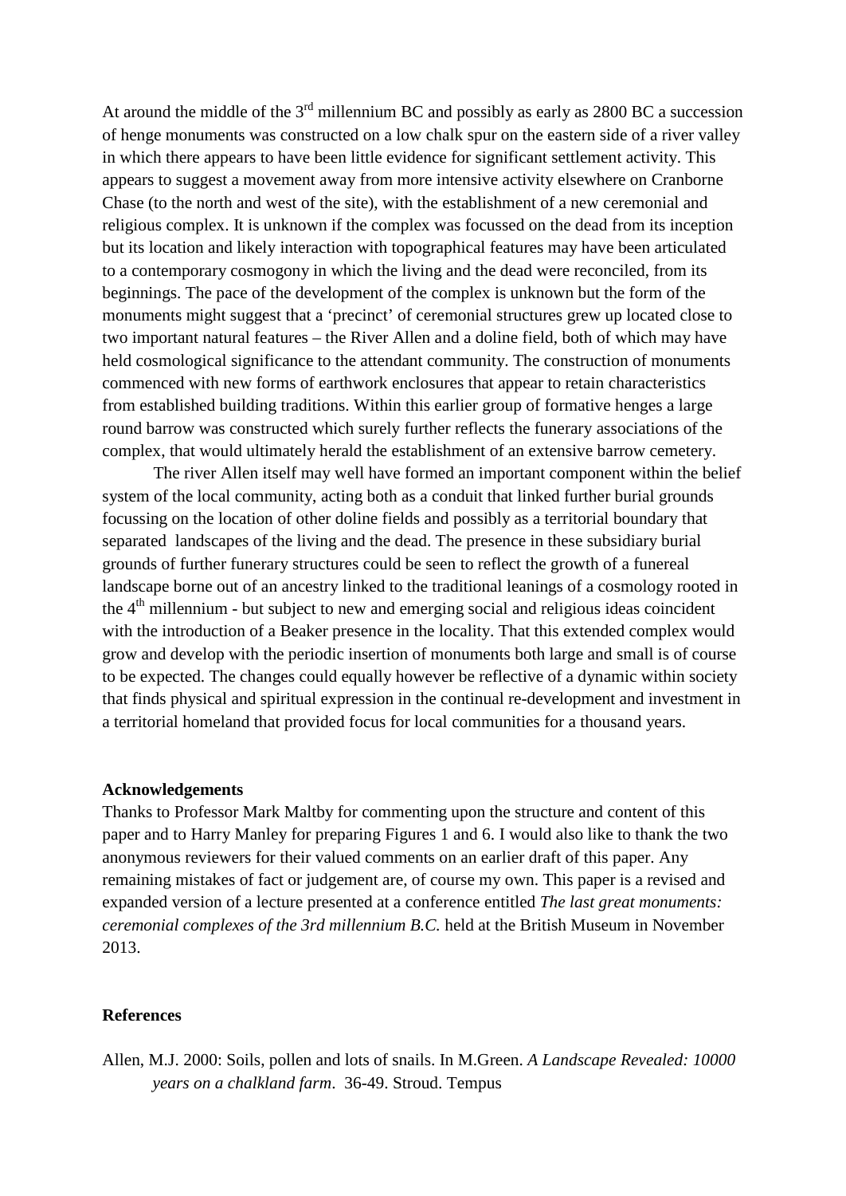At around the middle of the 3rd millennium BC and possibly as early as 2800 BC a succession of henge monuments was constructed on a low chalk spur on the eastern side of a river valley in which there appears to have been little evidence for significant settlement activity. This appears to suggest a movement away from more intensive activity elsewhere on Cranborne Chase (to the north and west of the site), with the establishment of a new ceremonial and religious complex. It is unknown if the complex was focussed on the dead from its inception but its location and likely interaction with topographical features may have been articulated to a contemporary cosmogony in which the living and the dead were reconciled, from its beginnings. The pace of the development of the complex is unknown but the form of the monuments might suggest that a 'precinct' of ceremonial structures grew up located close to two important natural features – the River Allen and a doline field, both of which may have held cosmological significance to the attendant community. The construction of monuments commenced with new forms of earthwork enclosures that appear to retain characteristics from established building traditions. Within this earlier group of formative henges a large round barrow was constructed which surely further reflects the funerary associations of the complex, that would ultimately herald the establishment of an extensive barrow cemetery.

The river Allen itself may well have formed an important component within the belief system of the local community, acting both as a conduit that linked further burial grounds focussing on the location of other doline fields and possibly as a territorial boundary that separated landscapes of the living and the dead. The presence in these subsidiary burial grounds of further funerary structures could be seen to reflect the growth of a funereal landscape borne out of an ancestry linked to the traditional leanings of a cosmology rooted in the 4th millennium - but subject to new and emerging social and religious ideas coincident with the introduction of a Beaker presence in the locality. That this extended complex would grow and develop with the periodic insertion of monuments both large and small is of course to be expected. The changes could equally however be reflective of a dynamic within society that finds physical and spiritual expression in the continual re-development and investment in a territorial homeland that provided focus for local communities for a thousand years.

**Acknowledgements**

Thanks to Professor Mark Maltby for commenting upon the structure and content of this paper and to Harry Manley for preparing Figures 1 and 6. I would also like to thank the two anonymous reviewers for their valued comments on an earlier draft of this paper. Any remaining mistakes of fact or judgement are, of course my own. This paper is a revised and expanded version of a lecture presented at a conference entitled *The last great monuments: ceremonial complexes of the 3rd millennium B.C.* held at the British Museum in November 2013.

**References**

Allen, M.J. 2000: Soils, pollen and lots of snails. In M.Green. *A Landscape Revealed: 10000 years on a chalkland farm*. 36-49. Stroud. Tempus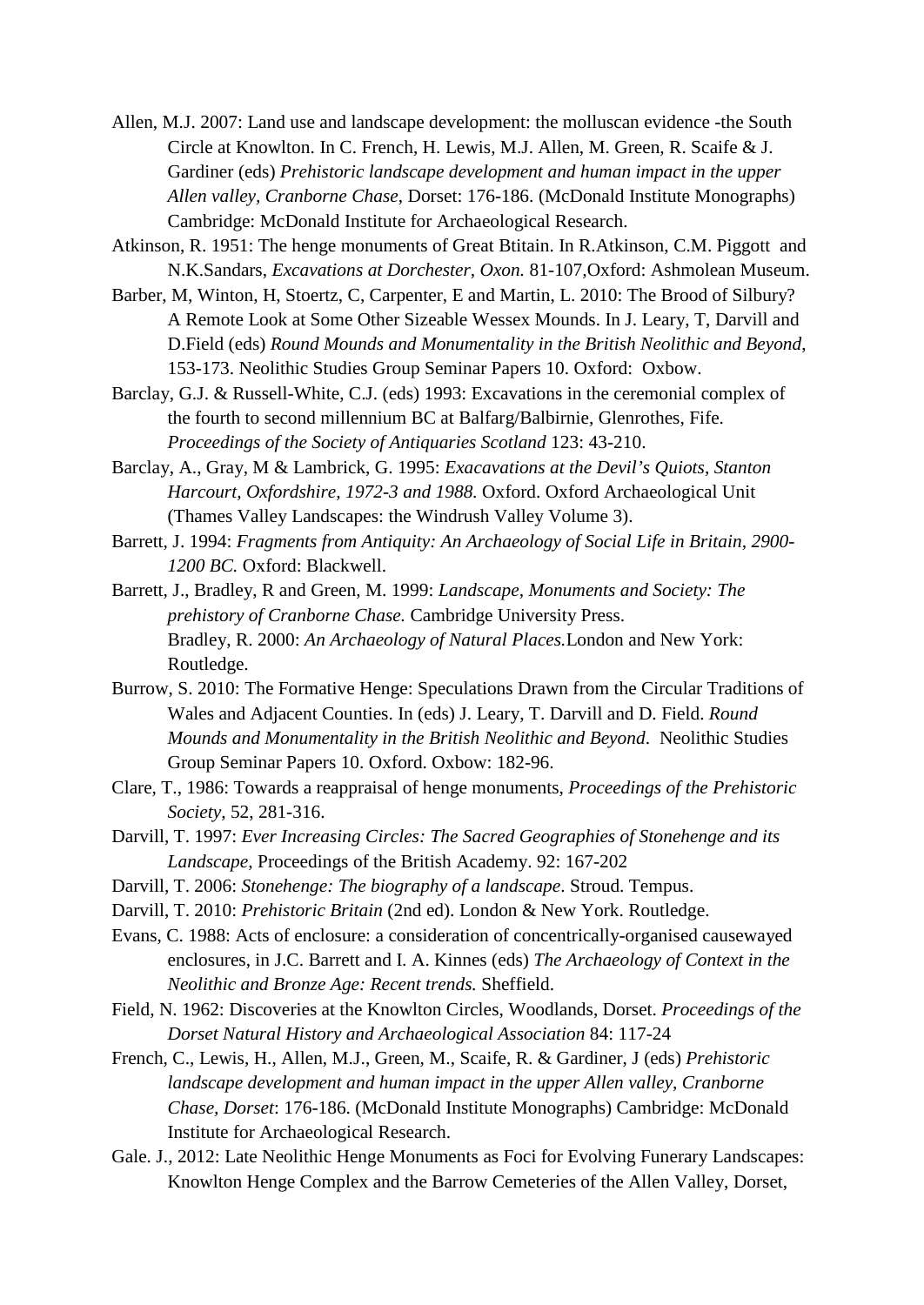Allen, M.J. 2007: Land use and landscape development: the molluscan evidence -the South Circle at Knowlton. In C. French, H. Lewis, M.J. Allen, M. Green, R. Scaife & J. Gardiner (eds) *Prehistoric landscape development and human impact in the upper Allen valley, Cranborne Chase*, Dorset: 176-186. (McDonald Institute Monographs) Cambridge: McDonald Institute for Archaeological Research.

Atkinson, R. 1951: The henge monuments of Great Btitain. In R.Atkinson, C.M. Piggott and N.K.Sandars, *Excavations at Dorchester, Oxon.* 81-107,Oxford: Ashmolean Museum.

Barber, M, Winton, H, Stoertz, C, Carpenter, E and Martin, L. 2010: The Brood of Silbury? A Remote Look at Some Other Sizeable Wessex Mounds. In J. Leary, T, Darvill and D.Field (eds) *Round Mounds and Monumentality in the British Neolithic and Beyond*, 153-173. Neolithic Studies Group Seminar Papers 10. Oxford: Oxbow.

Barclay, G.J. & Russell-White, C.J. (eds) 1993: Excavations in the ceremonial complex of the fourth to second millennium BC at Balfarg/Balbirnie, Glenrothes, Fife. *Proceedings of the Society of Antiquaries Scotland* 123: 43-210.

Barclay, A., Gray, M & Lambrick, G. 1995: *Exacavations at the Devil's Quiots, Stanton Harcourt, Oxfordshire, 1972-3 and 1988.* Oxford. Oxford Archaeological Unit (Thames Valley Landscapes: the Windrush Valley Volume 3).

Barrett, J. 1994: *Fragments from Antiquity: An Archaeology of Social Life in Britain, 2900-1200 BC.* Oxford: Blackwell.

Barrett, J., Bradley, R and Green, M. 1999: *Landscape, Monuments and Society: The prehistory of Cranborne Chase.* Cambridge University Press.
Bradley, R. 2000: *An Archaeology of Natural Places.*London and New York: Routledge.

Burrow, S. 2010: The Formative Henge: Speculations Drawn from the Circular Traditions of Wales and Adjacent Counties. In (eds) J. Leary, T. Darvill and D. Field. *Round Mounds and Monumentality in the British Neolithic and Beyond*. Neolithic Studies Group Seminar Papers 10. Oxford. Oxbow: 182-96.

Clare, T., 1986: Towards a reappraisal of henge monuments, *Proceedings of the Prehistoric Society*, 52, 281-316.

Darvill, T. 1997: *Ever Increasing Circles: The Sacred Geographies of Stonehenge and its Landscape*, Proceedings of the British Academy. 92: 167-202

Darvill, T. 2006: *Stonehenge: The biography of a landscape*. Stroud. Tempus.

Darvill, T. 2010: *Prehistoric Britain* (2nd ed). London & New York. Routledge.

Evans, C. 1988: Acts of enclosure: a consideration of concentrically-organised causewayed enclosures, in J.C. Barrett and I. A. Kinnes (eds) *The Archaeology of Context in the Neolithic and Bronze Age: Recent trends.* Sheffield.

Field, N. 1962: Discoveries at the Knowlton Circles, Woodlands, Dorset. *Proceedings of the Dorset Natural History and Archaeological Association* 84: 117-24

French, C., Lewis, H., Allen, M.J., Green, M., Scaife, R. & Gardiner, J (eds) *Prehistoric landscape development and human impact in the upper Allen valley, Cranborne Chase, Dorset*: 176-186. (McDonald Institute Monographs) Cambridge: McDonald Institute for Archaeological Research.

Gale. J., 2012: Late Neolithic Henge Monuments as Foci for Evolving Funerary Landscapes: Knowlton Henge Complex and the Barrow Cemeteries of the Allen Valley, Dorset,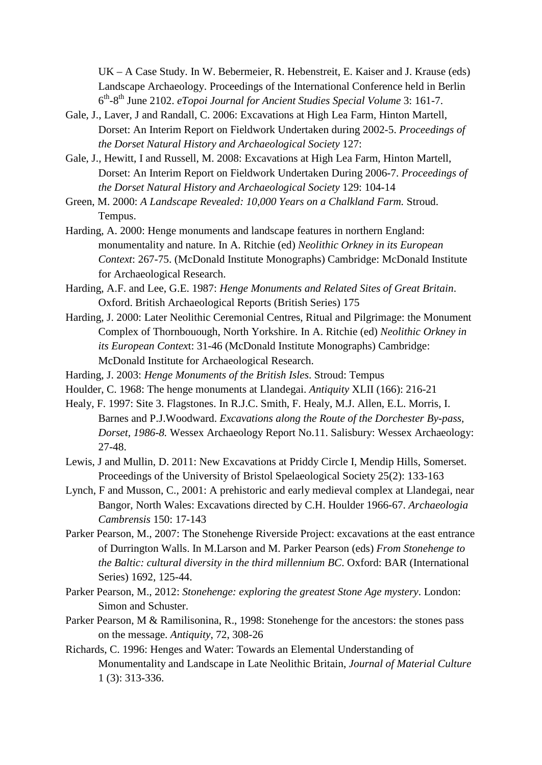UK – A Case Study. In W. Bebermeier, R. Hebenstreit, E. Kaiser and J. Krause (eds) Landscape Archaeology. Proceedings of the International Conference held in Berlin 6th-8th June 2102. *eTopoi Journal for Ancient Studies Special Volume* 3: 161-7.

Gale, J., Laver, J and Randall, C. 2006: Excavations at High Lea Farm, Hinton Martell, Dorset: An Interim Report on Fieldwork Undertaken during 2002-5. *Proceedings of the Dorset Natural History and Archaeological Society* 127:

Gale, J., Hewitt, I and Russell, M. 2008: Excavations at High Lea Farm, Hinton Martell, Dorset: An Interim Report on Fieldwork Undertaken During 2006-7. *Proceedings of the Dorset Natural History and Archaeological Society* 129: 104-14

Green, M. 2000: *A Landscape Revealed: 10,000 Years on a Chalkland Farm.* Stroud. Tempus.

Harding, A. 2000: Henge monuments and landscape features in northern England: monumentality and nature. In A. Ritchie (ed) *Neolithic Orkney in its European Context*: 267-75. (McDonald Institute Monographs) Cambridge: McDonald Institute for Archaeological Research.

Harding, A.F. and Lee, G.E. 1987: *Henge Monuments and Related Sites of Great Britain*. Oxford. British Archaeological Reports (British Series) 175

Harding, J. 2000: Later Neolithic Ceremonial Centres, Ritual and Pilgrimage: the Monument Complex of Thornbouough, North Yorkshire. In A. Ritchie (ed) *Neolithic Orkney in its European Context*: 31-46 (McDonald Institute Monographs) Cambridge: McDonald Institute for Archaeological Research.

Harding, J. 2003: *Henge Monuments of the British Isles*. Stroud: Tempus

Houlder, C. 1968: The henge monuments at Llandegai. *Antiquity* XLII (166): 216-21

Healy, F. 1997: Site 3. Flagstones. In R.J.C. Smith, F. Healy, M.J. Allen, E.L. Morris, I. Barnes and P.J.Woodward. *Excavations along the Route of the Dorchester By-pass, Dorset, 1986-8.* Wessex Archaeology Report No.11. Salisbury: Wessex Archaeology: 27-48.

Lewis, J and Mullin, D. 2011: New Excavations at Priddy Circle I, Mendip Hills, Somerset. Proceedings of the University of Bristol Spelaeological Society 25(2): 133-163

Lynch, F and Musson, C., 2001: A prehistoric and early medieval complex at Llandegai, near Bangor, North Wales: Excavations directed by C.H. Houlder 1966-67. *Archaeologia Cambrensis* 150: 17-143

Parker Pearson, M., 2007: The Stonehenge Riverside Project: excavations at the east entrance of Durrington Walls. In M.Larson and M. Parker Pearson (eds) *From Stonehenge to the Baltic: cultural diversity in the third millennium BC*. Oxford: BAR (International Series) 1692, 125-44.

Parker Pearson, M., 2012: *Stonehenge: exploring the greatest Stone Age mystery*. London: Simon and Schuster.

Parker Pearson, M & Ramilisonina, R., 1998: Stonehenge for the ancestors: the stones pass on the message. *Antiquity*, 72, 308-26

Richards, C. 1996: Henges and Water: Towards an Elemental Understanding of Monumentality and Landscape in Late Neolithic Britain, *Journal of Material Culture* 1 (3): 313-336.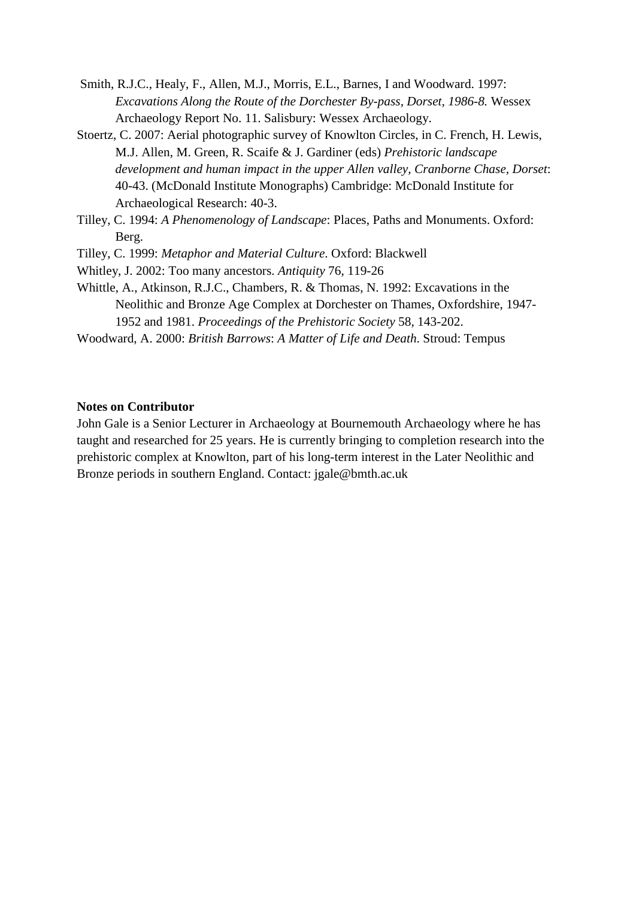Smith, R.J.C., Healy, F., Allen, M.J., Morris, E.L., Barnes, I and Woodward. 1997: *Excavations Along the Route of the Dorchester By-pass, Dorset, 1986-8.* Wessex Archaeology Report No. 11. Salisbury: Wessex Archaeology.

Stoertz, C. 2007: Aerial photographic survey of Knowlton Circles, in C. French, H. Lewis, M.J. Allen, M. Green, R. Scaife & J. Gardiner (eds) *Prehistoric landscape development and human impact in the upper Allen valley, Cranborne Chase, Dorset*: 40-43. (McDonald Institute Monographs) Cambridge: McDonald Institute for Archaeological Research: 40-3.

Tilley, C. 1994: *A Phenomenology of Landscape*: Places, Paths and Monuments. Oxford: Berg.

Tilley, C. 1999: *Metaphor and Material Culture*. Oxford: Blackwell

Whitley, J. 2002: Too many ancestors. *Antiquity* 76, 119-26

Whittle, A., Atkinson, R.J.C., Chambers, R. & Thomas, N. 1992: Excavations in the Neolithic and Bronze Age Complex at Dorchester on Thames, Oxfordshire, 1947-1952 and 1981. *Proceedings of the Prehistoric Society* 58, 143-202.

Woodward, A. 2000: *British Barrows*: *A Matter of Life and Death*. Stroud: Tempus

**Notes on Contributor**

John Gale is a Senior Lecturer in Archaeology at Bournemouth Archaeology where he has taught and researched for 25 years. He is currently bringing to completion research into the prehistoric complex at Knowlton, part of his long-term interest in the Later Neolithic and Bronze periods in southern England. Contact: jgale@bmth.ac.uk